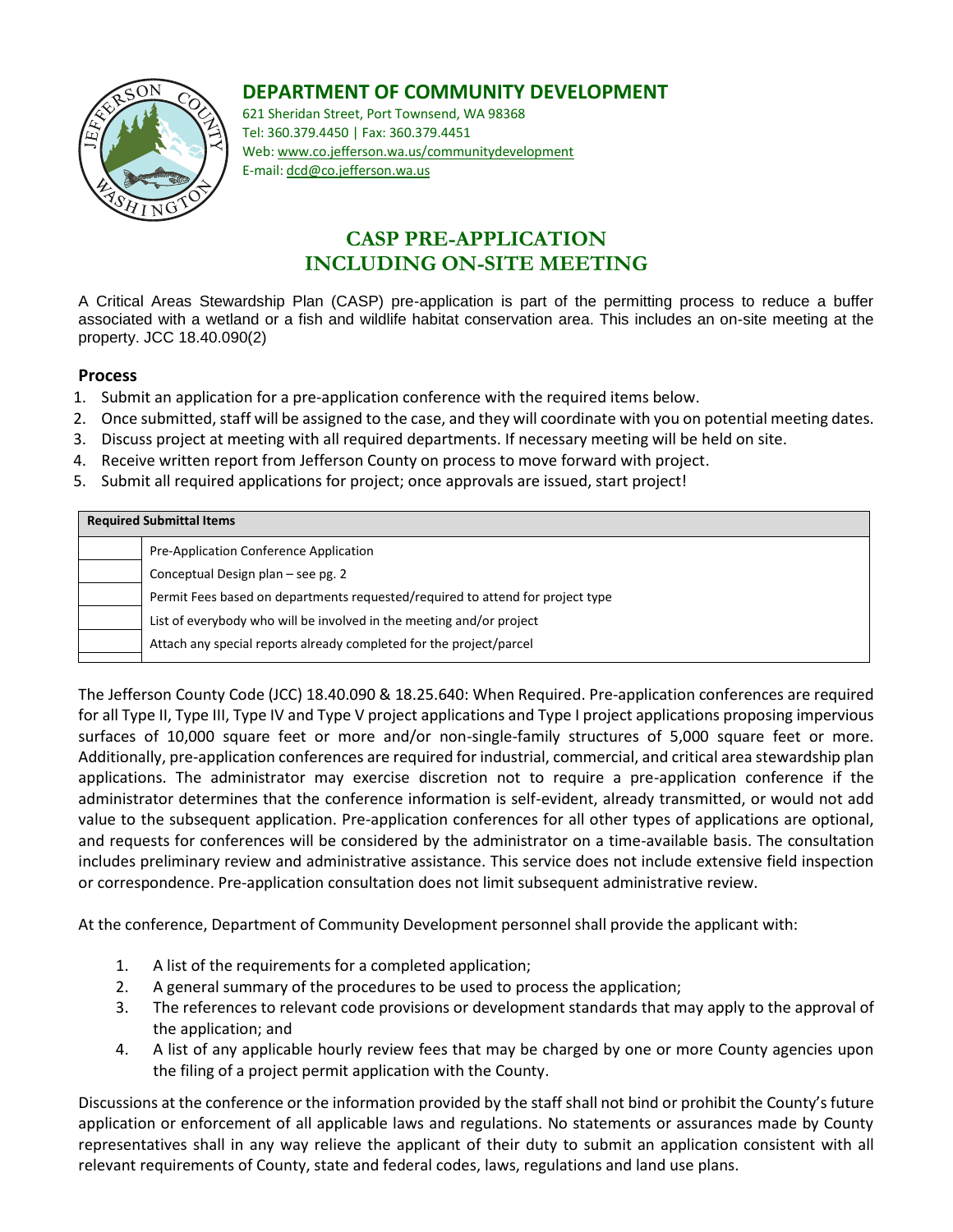## DEPARTMENT OF COMMUNITY DEVELOPMENT

621 Sheridan Street, Port Townsend, WA 98368
Tel: 360.379.4450 | Fax: 360.379.4451
Web: www.co.jefferson.wa.us/communitydevelopment
E-mail: dcd@co.jefferson.wa.us

# CASP PRE-APPLICATION INCLUDING ON-SITE MEETING

A Critical Areas Stewardship Plan (CASP) pre-application is part of the permitting process to reduce a buffer associated with a wetland or a fish and wildlife habitat conservation area. This includes an on-site meeting at the property. JCC 18.40.090(2)

### Process

1. Submit an application for a pre-application conference with the required items below.
2. Once submitted, staff will be assigned to the case, and they will coordinate with you on potential meeting dates.
3. Discuss project at meeting with all required departments. If necessary meeting will be held on site.
4. Receive written report from Jefferson County on process to move forward with project.
5. Submit all required applications for project; once approvals are issued, start project!

| **Required Submittal Items** | |
|---|---|
| | Pre-Application Conference Application |
| | Conceptual Design plan – see pg. 2 |
| | Permit Fees based on departments requested/required to attend for project type |
| | List of everybody who will be involved in the meeting and/or project |
| | Attach any special reports already completed for the project/parcel |

The Jefferson County Code (JCC) 18.40.090 & 18.25.640: When Required. Pre-application conferences are required for all Type II, Type III, Type IV and Type V project applications and Type I project applications proposing impervious surfaces of 10,000 square feet or more and/or non-single-family structures of 5,000 square feet or more. Additionally, pre-application conferences are required for industrial, commercial, and critical area stewardship plan applications. The administrator may exercise discretion not to require a pre-application conference if the administrator determines that the conference information is self-evident, already transmitted, or would not add value to the subsequent application. Pre-application conferences for all other types of applications are optional, and requests for conferences will be considered by the administrator on a time-available basis. The consultation includes preliminary review and administrative assistance. This service does not include extensive field inspection or correspondence. Pre-application consultation does not limit subsequent administrative review.

At the conference, Department of Community Development personnel shall provide the applicant with:

1. A list of the requirements for a completed application;
2. A general summary of the procedures to be used to process the application;
3. The references to relevant code provisions or development standards that may apply to the approval of the application; and
4. A list of any applicable hourly review fees that may be charged by one or more County agencies upon the filing of a project permit application with the County.

Discussions at the conference or the information provided by the staff shall not bind or prohibit the County's future application or enforcement of all applicable laws and regulations. No statements or assurances made by County representatives shall in any way relieve the applicant of their duty to submit an application consistent with all relevant requirements of County, state and federal codes, laws, regulations and land use plans.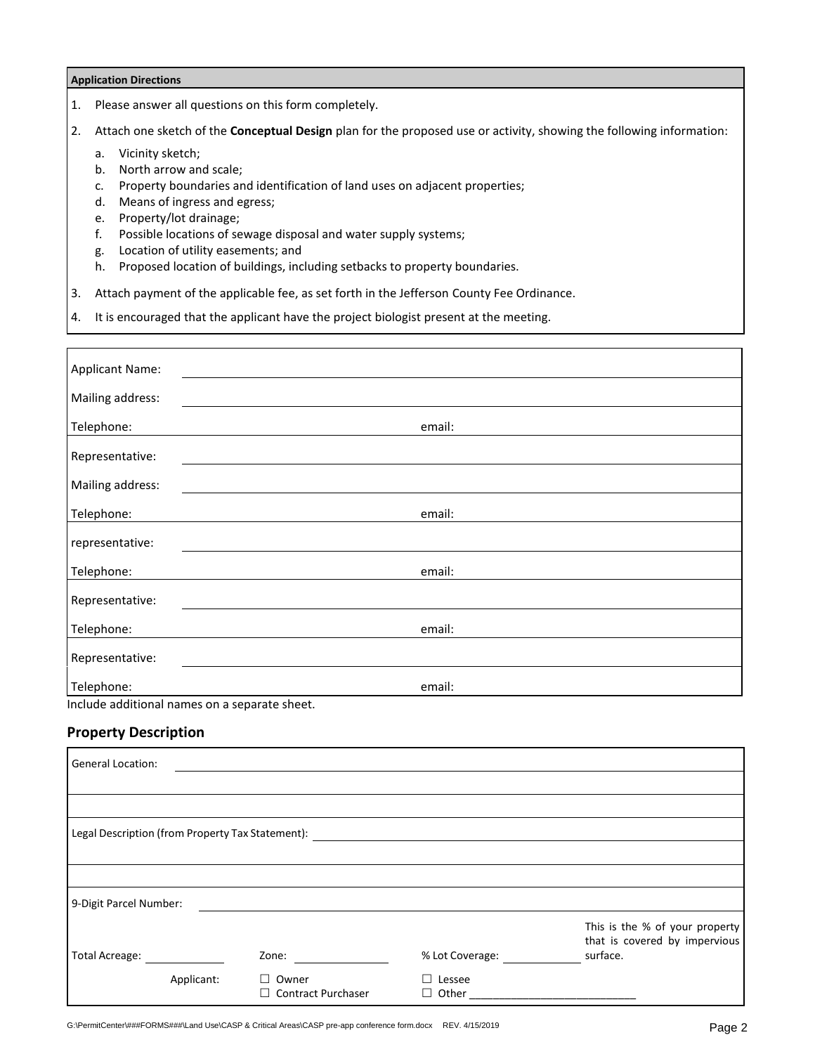**Application Directions**

1. Please answer all questions on this form completely.
2. Attach one sketch of the **Conceptual Design** plan for the proposed use or activity, showing the following information:
   a. Vicinity sketch;
   b. North arrow and scale;
   c. Property boundaries and identification of land uses on adjacent properties;
   d. Means of ingress and egress;
   e. Property/lot drainage;
   f. Possible locations of sewage disposal and water supply systems;
   g. Location of utility easements; and
   h. Proposed location of buildings, including setbacks to property boundaries.
3. Attach payment of the applicable fee, as set forth in the Jefferson County Fee Ordinance.
4. It is encouraged that the applicant have the project biologist present at the meeting.

| | |
|---|---|
| Applicant Name: | |
| Mailing address: | |
| Telephone: | email: |
| Representative: | |
| Mailing address: | |
| Telephone: | email: |
| representative: | |
| Telephone: | email: |
| Representative: | |
| Telephone: | email: |
| Representative: | |
| Telephone: | email: |

Include additional names on a separate sheet.

## Property Description

General Location: ______________________________

Legal Description (from Property Tax Statement): ______________________________

9-Digit Parcel Number: ______________________________

Total Acreage: ________ Zone: ________ % Lot Coverage: ________ This is the % of your property that is covered by impervious surface.

Applicant: ☐ Owner ☐ Contract Purchaser ☐ Lessee ☐ Other ____________________________

G:\PermitCenter\###FORMS###\Land Use\CASP & Critical Areas\CASP pre-app conference form.docx REV. 4/15/2019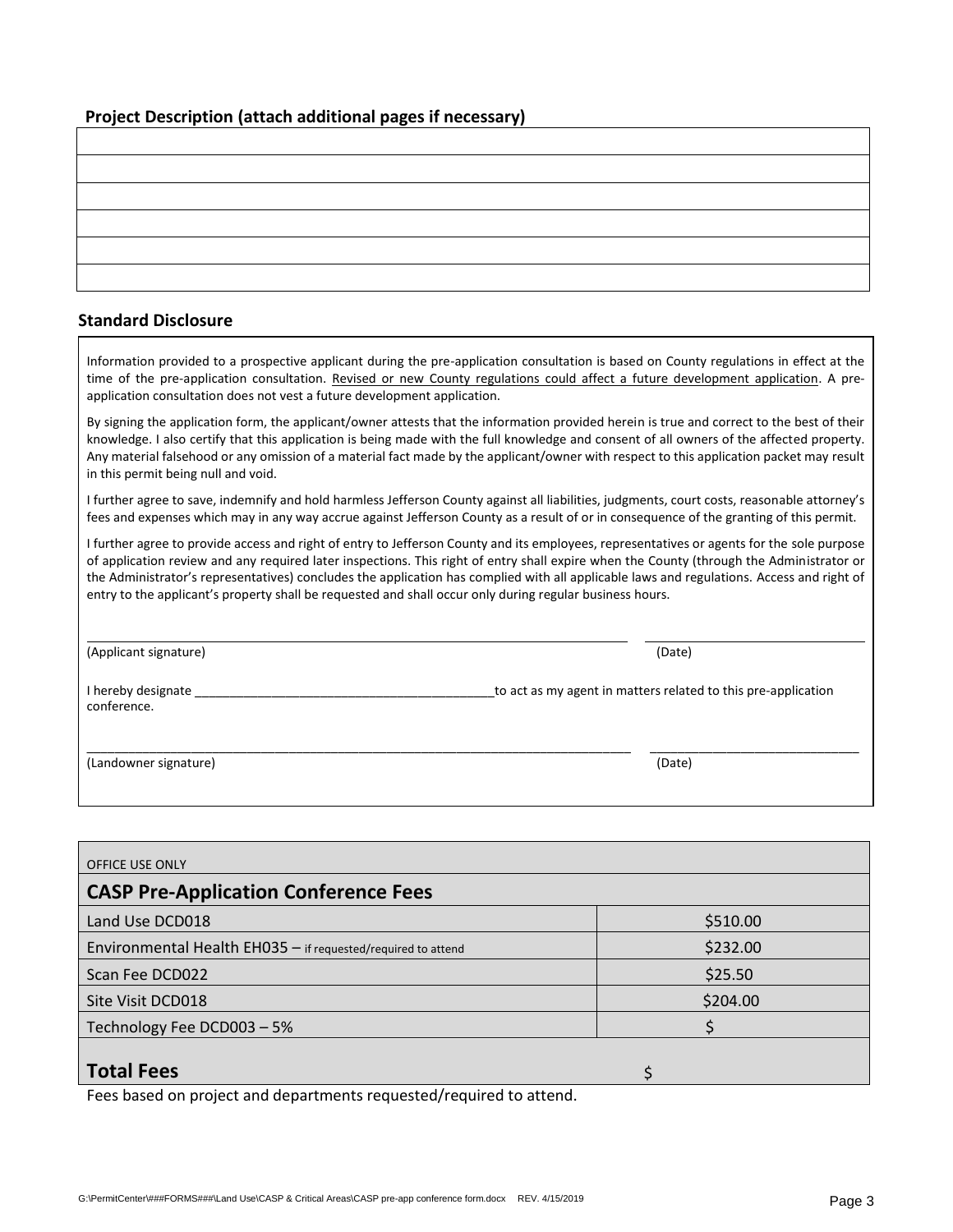### Project Description (attach additional pages if necessary)

| |
|---|
| |
| |
| |
| |
| |
| |

### Standard Disclosure

Information provided to a prospective applicant during the pre-application consultation is based on County regulations in effect at the time of the pre-application consultation. Revised or new County regulations could affect a future development application. A pre-application consultation does not vest a future development application.

By signing the application form, the applicant/owner attests that the information provided herein is true and correct to the best of their knowledge. I also certify that this application is being made with the full knowledge and consent of all owners of the affected property. Any material falsehood or any omission of a material fact made by the applicant/owner with respect to this application packet may result in this permit being null and void.

I further agree to save, indemnify and hold harmless Jefferson County against all liabilities, judgments, court costs, reasonable attorney's fees and expenses which may in any way accrue against Jefferson County as a result of or in consequence of the granting of this permit.

I further agree to provide access and right of entry to Jefferson County and its employees, representatives or agents for the sole purpose of application review and any required later inspections. This right of entry shall expire when the County (through the Administrator or the Administrator's representatives) concludes the application has complied with all applicable laws and regulations. Access and right of entry to the applicant's property shall be requested and shall occur only during regular business hours.

\_\_\_\_\_\_\_\_\_\_\_\_\_\_\_\_\_\_\_\_\_\_\_\_\_\_\_\_\_\_\_\_\_\_\_\_\_\_\_\_\_\_\_\_ \_\_\_\_\_\_\_\_\_\_\_\_\_\_\_\_\_\_\_\_
(Applicant signature) (Date)

I hereby designate \_\_\_\_\_\_\_\_\_\_\_\_\_\_\_\_\_\_\_\_\_\_\_\_\_\_\_\_\_\_\_\_\_\_\_\_\_\_\_\_\_\_to act as my agent in matters related to this pre-application conference.

\_\_\_\_\_\_\_\_\_\_\_\_\_\_\_\_\_\_\_\_\_\_\_\_\_\_\_\_\_\_\_\_\_\_\_\_\_\_\_\_\_\_\_\_ \_\_\_\_\_\_\_\_\_\_\_\_\_\_\_\_\_\_\_\_
(Landowner signature) (Date)

| OFFICE USE ONLY | |
|---|---|
| **CASP Pre-Application Conference Fees** | |
| Land Use DCD018 | $510.00 |
| Environmental Health EH035 – if requested/required to attend | $232.00 |
| Scan Fee DCD022 | $25.50 |
| Site Visit DCD018 | $204.00 |
| Technology Fee DCD003 – 5% | $ |
| **Total Fees** | $ |

Fees based on project and departments requested/required to attend.

G:\PermitCenter\###FORMS###\Land Use\CASP & Critical Areas\CASP pre-app conference form.docx REV. 4/15/2019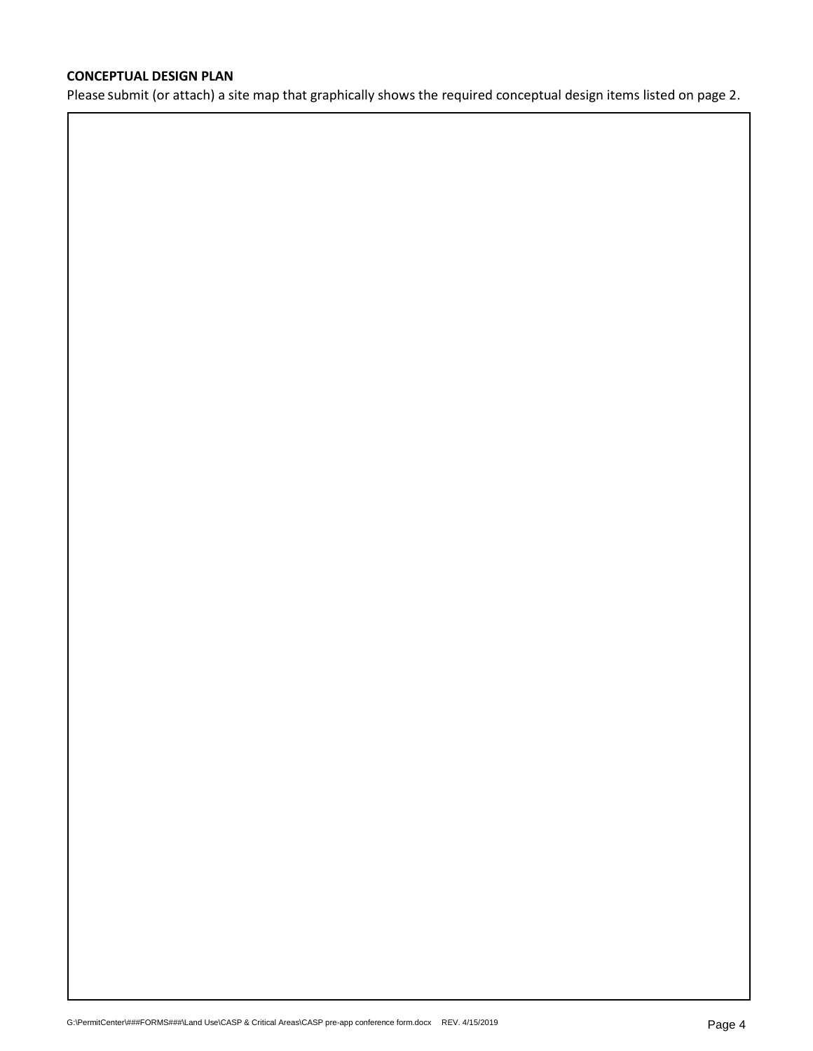**CONCEPTUAL DESIGN PLAN**

Please submit (or attach) a site map that graphically shows the required conceptual design items listed on page 2.